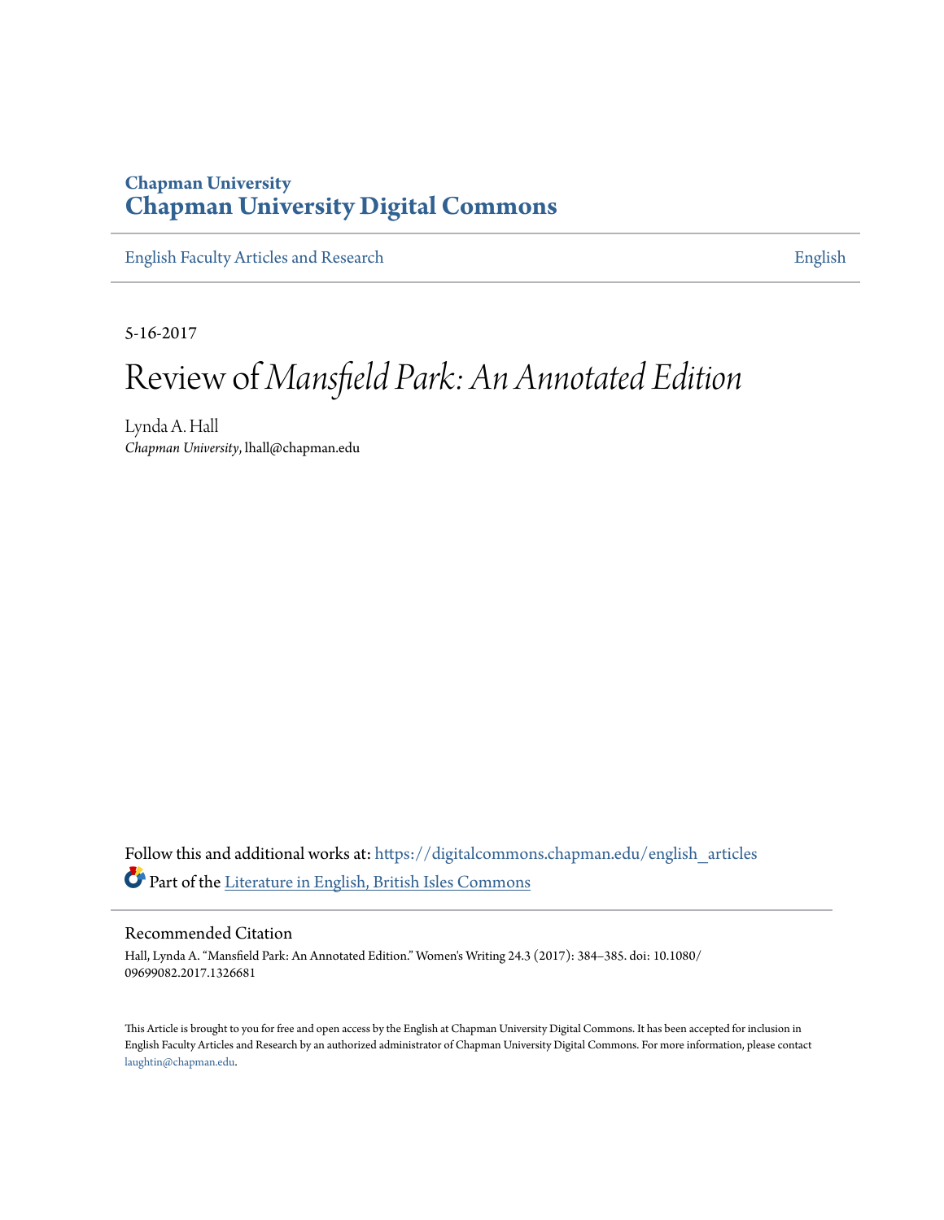# Chapman University
# Chapman University Digital Commons

English Faculty Articles and Research | English

5-16-2017

# Review of *Mansfield Park: An Annotated Edition*

Lynda A. Hall
*Chapman University*, lhall@chapman.edu

Follow this and additional works at: https://digitalcommons.chapman.edu/english_articles

Part of the Literature in English, British Isles Commons

## Recommended Citation

Hall, Lynda A. "Mansfield Park: An Annotated Edition." Women's Writing 24.3 (2017): 384–385. doi: 10.1080/09699082.2017.1326681

This Article is brought to you for free and open access by the English at Chapman University Digital Commons. It has been accepted for inclusion in English Faculty Articles and Research by an authorized administrator of Chapman University Digital Commons. For more information, please contact laughtin@chapman.edu.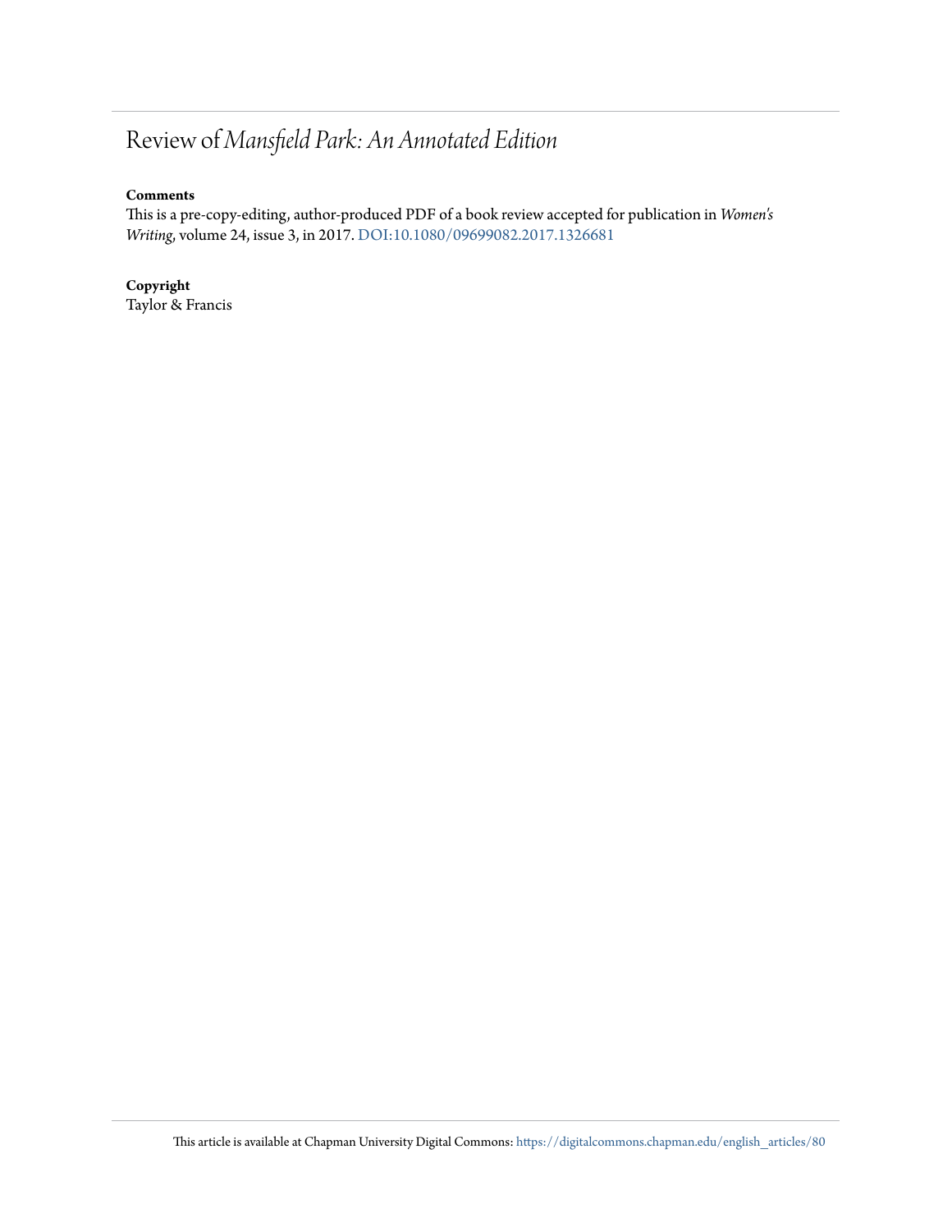# Review of *Mansfield Park: An Annotated Edition*

**Comments**

This is a pre-copy-editing, author-produced PDF of a book review accepted for publication in *Women's Writing*, volume 24, issue 3, in 2017. DOI:10.1080/09699082.2017.1326681

**Copyright**

Taylor & Francis

This article is available at Chapman University Digital Commons: https://digitalcommons.chapman.edu/english_articles/80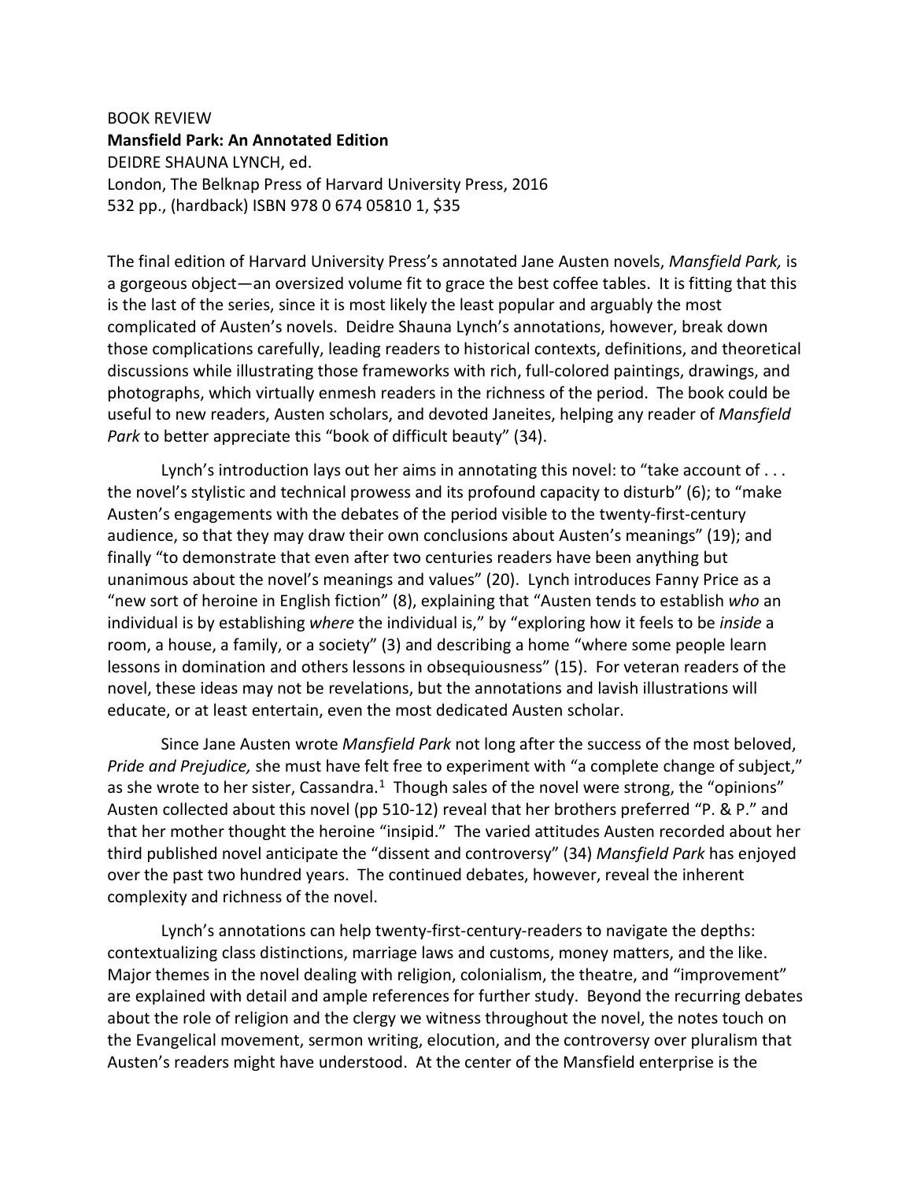BOOK REVIEW

**Mansfield Park: An Annotated Edition**

DEIDRE SHAUNA LYNCH, ed.

London, The Belknap Press of Harvard University Press, 2016

532 pp., (hardback) ISBN 978 0 674 05810 1, $35

The final edition of Harvard University Press's annotated Jane Austen novels, *Mansfield Park,* is a gorgeous object—an oversized volume fit to grace the best coffee tables. It is fitting that this is the last of the series, since it is most likely the least popular and arguably the most complicated of Austen's novels. Deidre Shauna Lynch's annotations, however, break down those complications carefully, leading readers to historical contexts, definitions, and theoretical discussions while illustrating those frameworks with rich, full-colored paintings, drawings, and photographs, which virtually enmesh readers in the richness of the period. The book could be useful to new readers, Austen scholars, and devoted Janeites, helping any reader of *Mansfield Park* to better appreciate this "book of difficult beauty" (34).

Lynch's introduction lays out her aims in annotating this novel: to "take account of . . . the novel's stylistic and technical prowess and its profound capacity to disturb" (6); to "make Austen's engagements with the debates of the period visible to the twenty-first-century audience, so that they may draw their own conclusions about Austen's meanings" (19); and finally "to demonstrate that even after two centuries readers have been anything but unanimous about the novel's meanings and values" (20). Lynch introduces Fanny Price as a "new sort of heroine in English fiction" (8), explaining that "Austen tends to establish *who* an individual is by establishing *where* the individual is," by "exploring how it feels to be *inside* a room, a house, a family, or a society" (3) and describing a home "where some people learn lessons in domination and others lessons in obsequiousness" (15). For veteran readers of the novel, these ideas may not be revelations, but the annotations and lavish illustrations will educate, or at least entertain, even the most dedicated Austen scholar.

Since Jane Austen wrote *Mansfield Park* not long after the success of the most beloved, *Pride and Prejudice,* she must have felt free to experiment with "a complete change of subject," as she wrote to her sister, Cassandra.[1] Though sales of the novel were strong, the "opinions" Austen collected about this novel (pp 510-12) reveal that her brothers preferred "P. & P." and that her mother thought the heroine "insipid." The varied attitudes Austen recorded about her third published novel anticipate the "dissent and controversy" (34) *Mansfield Park* has enjoyed over the past two hundred years. The continued debates, however, reveal the inherent complexity and richness of the novel.

Lynch's annotations can help twenty-first-century-readers to navigate the depths: contextualizing class distinctions, marriage laws and customs, money matters, and the like. Major themes in the novel dealing with religion, colonialism, the theatre, and "improvement" are explained with detail and ample references for further study. Beyond the recurring debates about the role of religion and the clergy we witness throughout the novel, the notes touch on the Evangelical movement, sermon writing, elocution, and the controversy over pluralism that Austen's readers might have understood. At the center of the Mansfield enterprise is the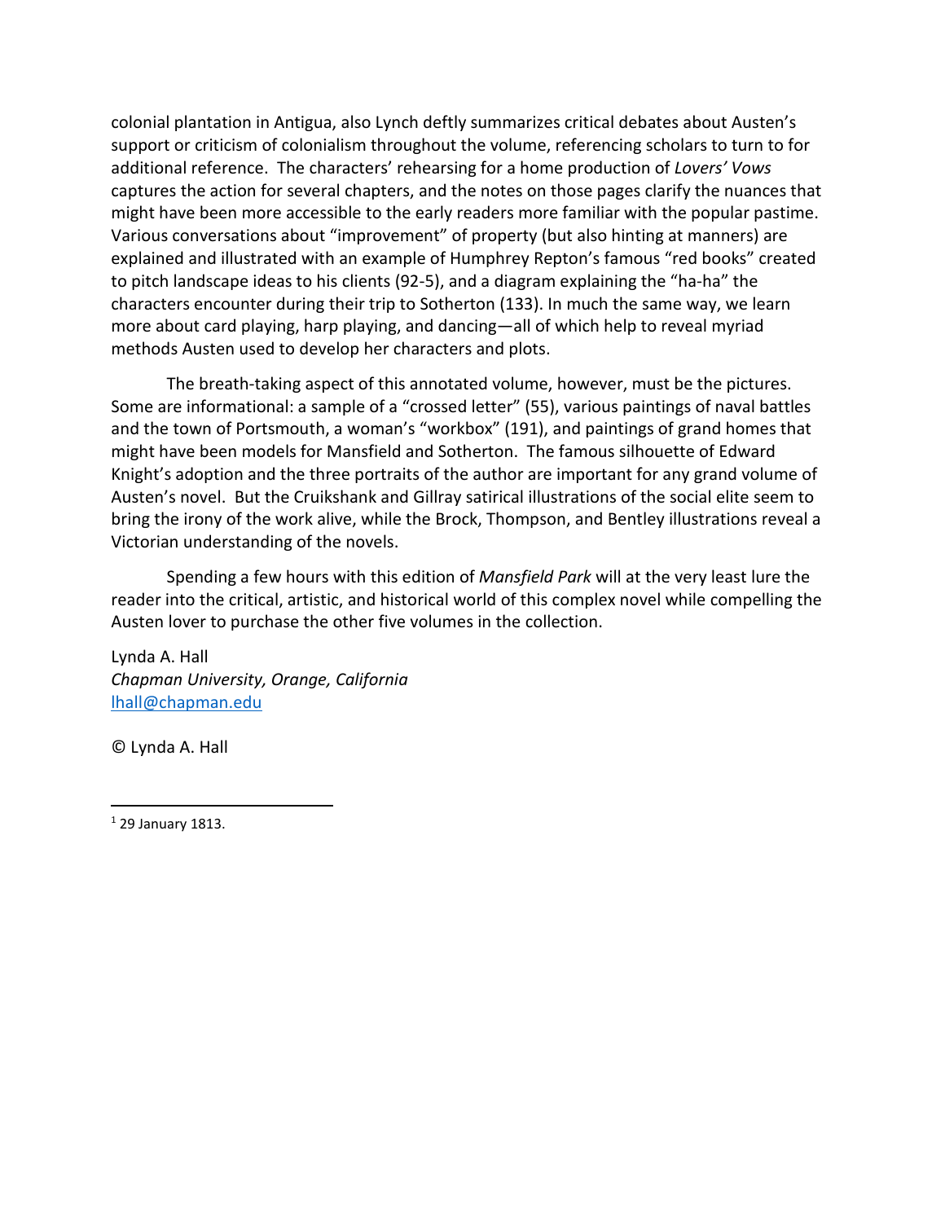colonial plantation in Antigua, also Lynch deftly summarizes critical debates about Austen's support or criticism of colonialism throughout the volume, referencing scholars to turn to for additional reference. The characters' rehearsing for a home production of *Lovers' Vows* captures the action for several chapters, and the notes on those pages clarify the nuances that might have been more accessible to the early readers more familiar with the popular pastime. Various conversations about "improvement" of property (but also hinting at manners) are explained and illustrated with an example of Humphrey Repton's famous "red books" created to pitch landscape ideas to his clients (92-5), and a diagram explaining the "ha-ha" the characters encounter during their trip to Sotherton (133). In much the same way, we learn more about card playing, harp playing, and dancing—all of which help to reveal myriad methods Austen used to develop her characters and plots.

The breath-taking aspect of this annotated volume, however, must be the pictures. Some are informational: a sample of a "crossed letter" (55), various paintings of naval battles and the town of Portsmouth, a woman's "workbox" (191), and paintings of grand homes that might have been models for Mansfield and Sotherton. The famous silhouette of Edward Knight's adoption and the three portraits of the author are important for any grand volume of Austen's novel. But the Cruikshank and Gillray satirical illustrations of the social elite seem to bring the irony of the work alive, while the Brock, Thompson, and Bentley illustrations reveal a Victorian understanding of the novels.

Spending a few hours with this edition of *Mansfield Park* will at the very least lure the reader into the critical, artistic, and historical world of this complex novel while compelling the Austen lover to purchase the other five volumes in the collection.

Lynda A. Hall
*Chapman University, Orange, California*
lhall@chapman.edu

© Lynda A. Hall

---

[1] 29 January 1813.